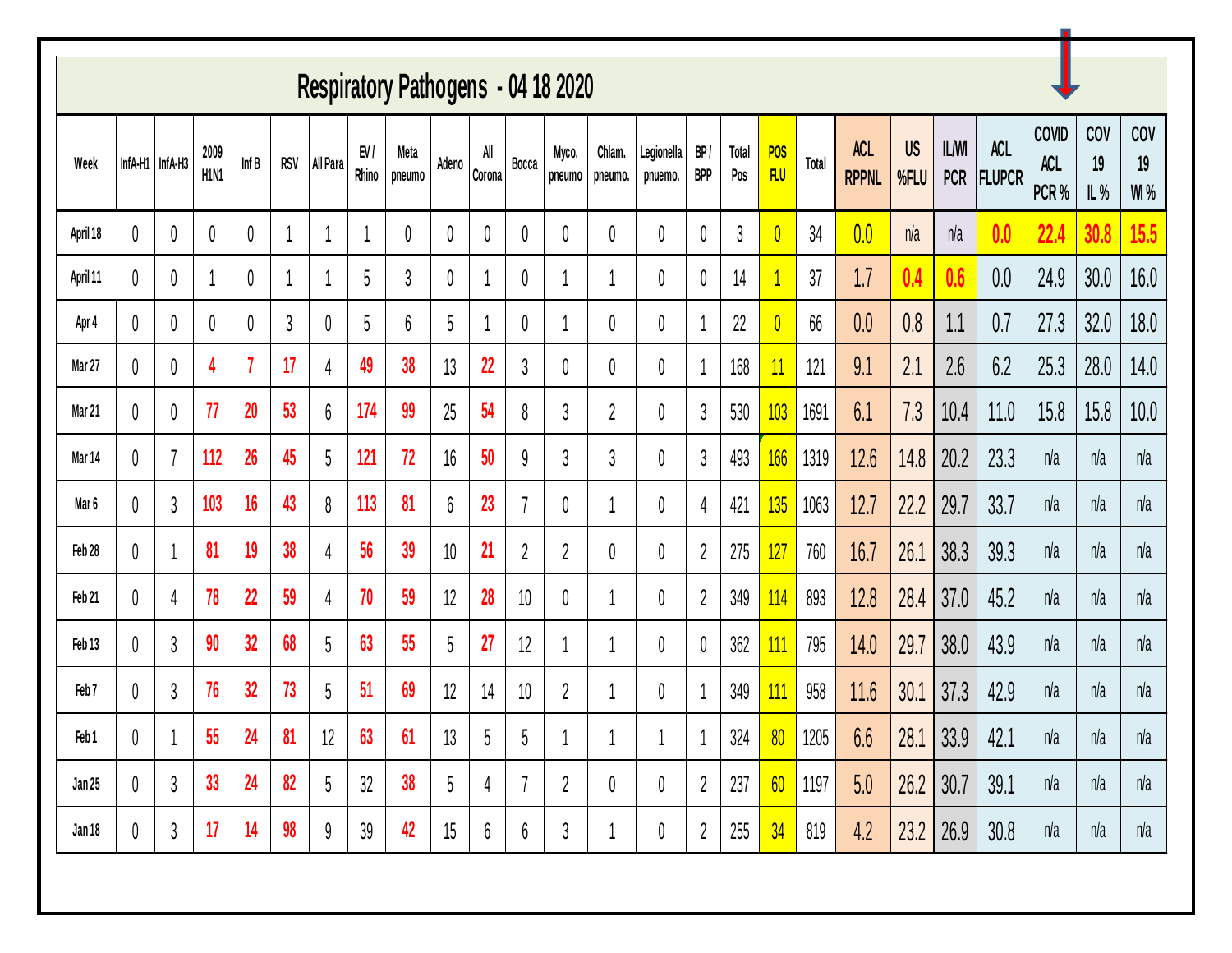# Respiratory Pathogens - 04 18 2020

| Week | InfA-H1 | InfA-H3 | 2009 H1N1 | Inf B | RSV | All Para | EV / Rhino | Meta pneumo | Adeno | All Corona | Bocca | Myco. pneumo | Chlam. pneumo. | Legionella pnuemo. | BP / BPP | Total Pos | POS FLU | Total | ACL RPPNL | US %FLU | ILI/WI PCR | ACL FLUPCR | COVID ACL PCR % | COV 19 IL % | COV 19 WI % |
|---|---|---|---|---|---|---|---|---|---|---|---|---|---|---|---|---|---|---|---|---|---|---|---|---|---|
| April 18 | 0 | 0 | 0 | 0 | 1 | 1 | 1 | 0 | 0 | 0 | 0 | 0 | 0 | 0 | 0 | 3 | 0 | 34 | 0.0 | n/a | n/a | 0.0 | 22.4 | 30.8 | 15.5 |
| April 11 | 0 | 0 | 1 | 0 | 1 | 1 | 5 | 3 | 0 | 1 | 0 | 1 | 1 | 0 | 0 | 14 | 1 | 37 | 1.7 | 0.4 | 0.6 | 0.0 | 24.9 | 30.0 | 16.0 |
| Apr 4 | 0 | 0 | 0 | 0 | 3 | 0 | 5 | 6 | 5 | 1 | 0 | 1 | 0 | 0 | 1 | 22 | 0 | 66 | 0.0 | 0.8 | 1.1 | 0.7 | 27.3 | 32.0 | 18.0 |
| Mar 27 | 0 | 0 | 4 | 7 | 17 | 4 | 49 | 38 | 13 | 22 | 3 | 0 | 0 | 0 | 1 | 168 | 11 | 121 | 9.1 | 2.1 | 2.6 | 6.2 | 25.3 | 28.0 | 14.0 |
| Mar 21 | 0 | 0 | 77 | 20 | 53 | 6 | 174 | 99 | 25 | 54 | 8 | 3 | 2 | 0 | 3 | 530 | 103 | 1691 | 6.1 | 7.3 | 10.4 | 11.0 | 15.8 | 15.8 | 10.0 |
| Mar 14 | 0 | 7 | 112 | 26 | 45 | 5 | 121 | 72 | 16 | 50 | 9 | 3 | 3 | 0 | 3 | 493 | 166 | 1319 | 12.6 | 14.8 | 20.2 | 23.3 | n/a | n/a | n/a |
| Mar 6 | 0 | 3 | 103 | 16 | 43 | 8 | 113 | 81 | 6 | 23 | 7 | 0 | 1 | 0 | 4 | 421 | 135 | 1063 | 12.7 | 22.2 | 29.7 | 33.7 | n/a | n/a | n/a |
| Feb 28 | 0 | 1 | 81 | 19 | 38 | 4 | 56 | 39 | 10 | 21 | 2 | 2 | 0 | 0 | 2 | 275 | 127 | 760 | 16.7 | 26.1 | 38.3 | 39.3 | n/a | n/a | n/a |
| Feb 21 | 0 | 4 | 78 | 22 | 59 | 4 | 70 | 59 | 12 | 28 | 10 | 0 | 1 | 0 | 2 | 349 | 114 | 893 | 12.8 | 28.4 | 37.0 | 45.2 | n/a | n/a | n/a |
| Feb 13 | 0 | 3 | 90 | 32 | 68 | 5 | 63 | 55 | 5 | 27 | 12 | 1 | 1 | 0 | 0 | 362 | 111 | 795 | 14.0 | 29.7 | 38.0 | 43.9 | n/a | n/a | n/a |
| Feb 7 | 0 | 3 | 76 | 32 | 73 | 5 | 51 | 69 | 12 | 14 | 10 | 2 | 1 | 0 | 1 | 349 | 111 | 958 | 11.6 | 30.1 | 37.3 | 42.9 | n/a | n/a | n/a |
| Feb 1 | 0 | 1 | 55 | 24 | 81 | 12 | 63 | 61 | 13 | 5 | 5 | 1 | 1 | 1 | 1 | 324 | 80 | 1205 | 6.6 | 28.1 | 33.9 | 42.1 | n/a | n/a | n/a |
| Jan 25 | 0 | 3 | 33 | 24 | 82 | 5 | 32 | 38 | 5 | 4 | 7 | 2 | 0 | 0 | 2 | 237 | 60 | 1197 | 5.0 | 26.2 | 30.7 | 39.1 | n/a | n/a | n/a |
| Jan 18 | 0 | 3 | 17 | 14 | 98 | 9 | 39 | 42 | 15 | 6 | 6 | 3 | 1 | 0 | 2 | 255 | 34 | 819 | 4.2 | 23.2 | 26.9 | 30.8 | n/a | n/a | n/a |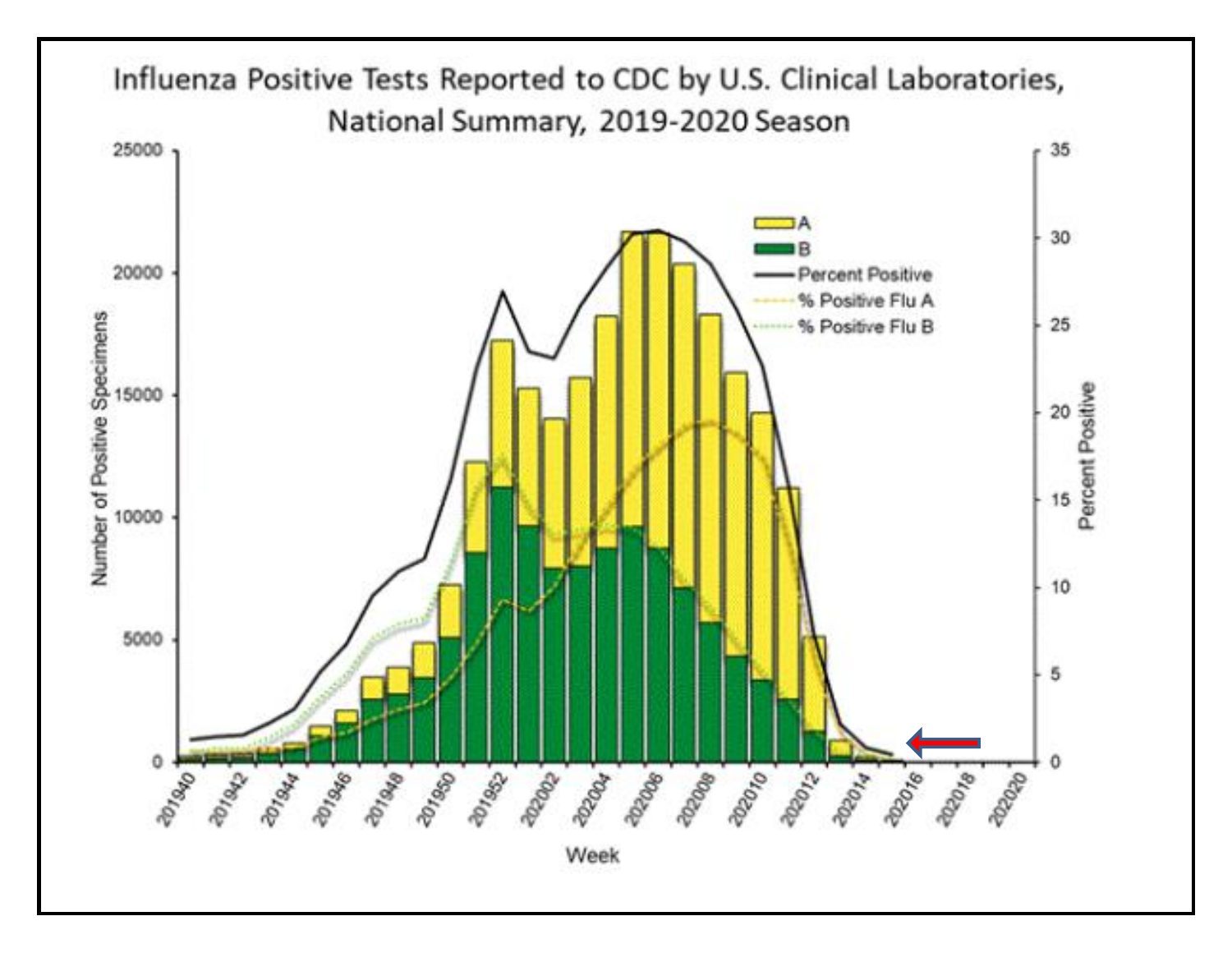## Influenza Positive Tests Reported to CDC by U.S. Clinical Laboratories, National Summary, 2019-2020 Season

Number of Positive Specimens

Percent Positive

Week

- A
- B
- Percent Positive
- % Positive Flu A
- % Positive Flu B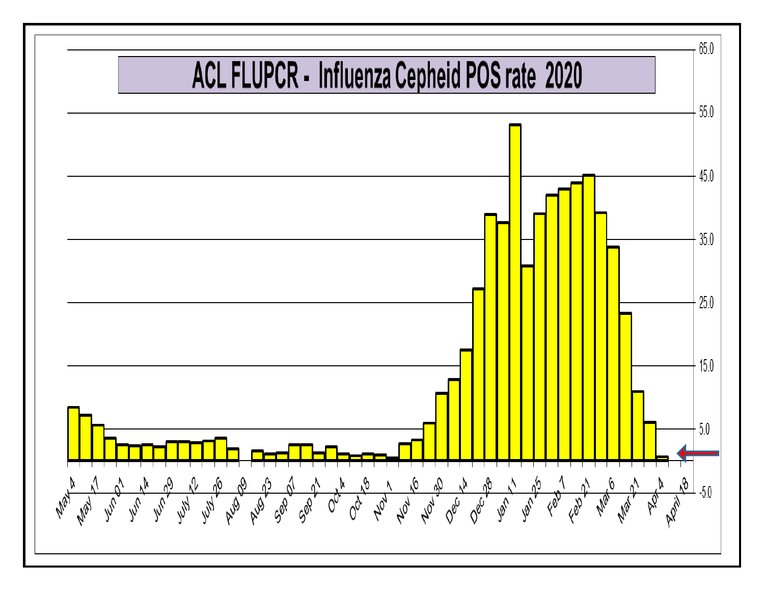# ACL FLUPCR - Influenza Cepheid POS rate 2020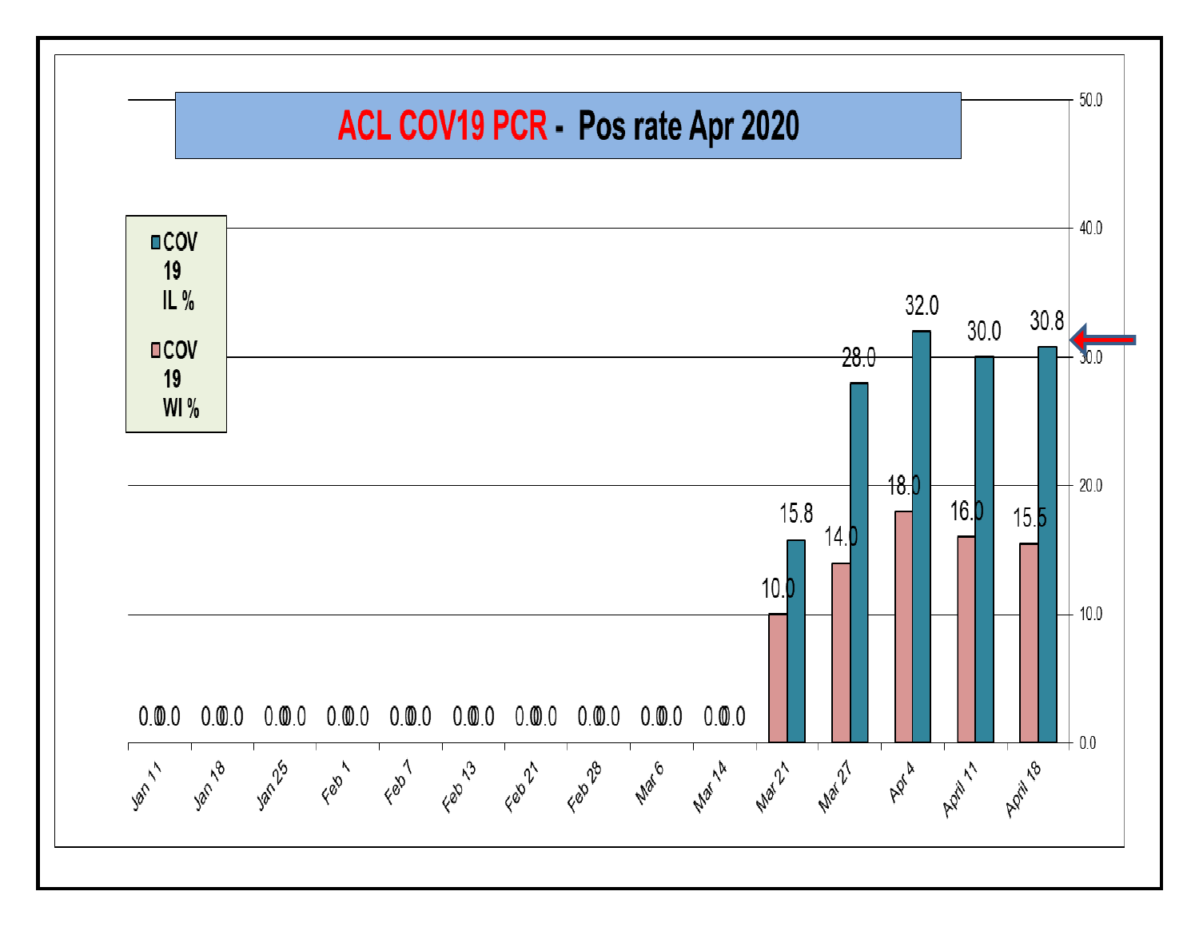## ACL COV19 PCR - Pos rate Apr 2020

| Date | COV 19 WI % | COV 19 IL % |
|---|---|---|
| Jan 11 | 0.0 | 0.0 |
| Jan 18 | 0.0 | 0.0 |
| Jan 25 | 0.0 | 0.0 |
| Feb 1 | 0.0 | 0.0 |
| Feb 7 | 0.0 | 0.0 |
| Feb 13 | 0.0 | 0.0 |
| Feb 21 | 0.0 | 0.0 |
| Feb 28 | 0.0 | 0.0 |
| Mar 6 | 0.0 | 0.0 |
| Mar 14 | 0.0 | 0.0 |
| Mar 21 | 10.0 | 15.8 |
| Mar 27 | 14.0 | 28.0 |
| Apr 4 | 18.0 | 32.0 |
| April 11 | 16.0 | 30.0 |
| April 18 | 15.5 | 30.8 |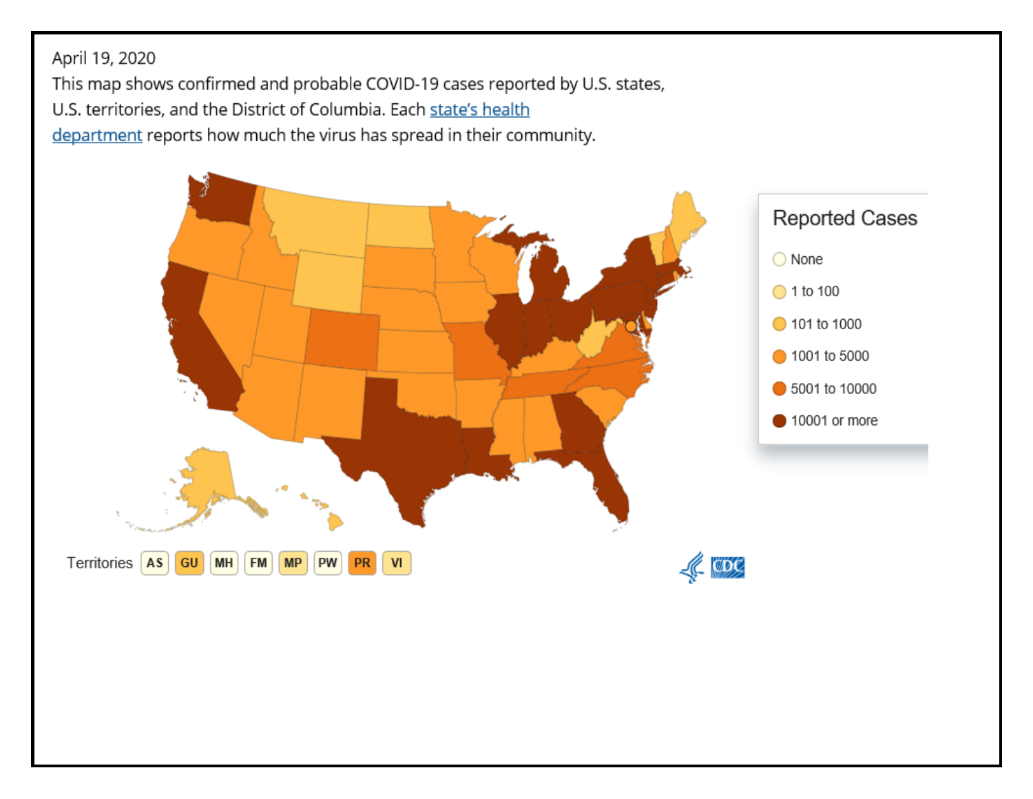April 19, 2020

This map shows confirmed and probable COVID-19 cases reported by U.S. states, U.S. territories, and the District of Columbia. Each [state's health department]() reports how much the virus has spread in their community.

**Reported Cases**

- None
- 1 to 100
- 101 to 1000
- 1001 to 5000
- 5001 to 10000
- 10001 or more

Territories: AS GU MH FM MP PW PR VI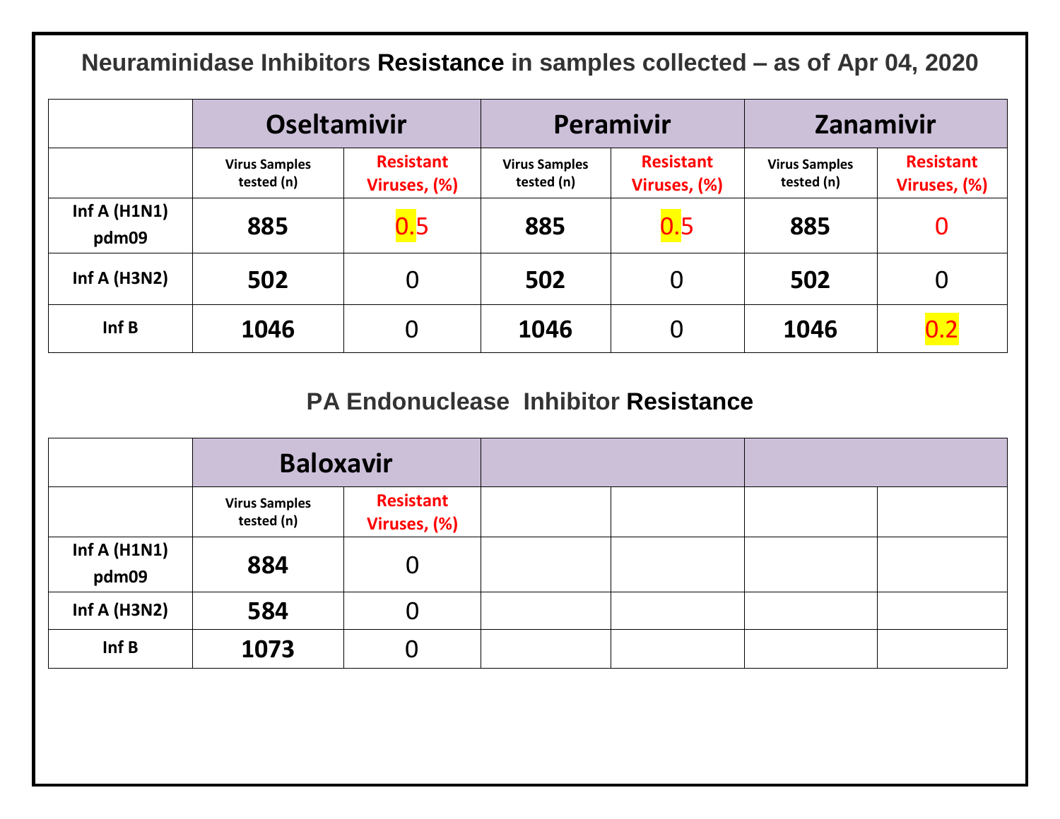## Neuraminidase Inhibitors **Resistance** in samples collected – as of Apr 04, 2020

| | Oseltamivir | | Peramivir | | Zanamivir | |
|---|---|---|---|---|---|---|
| | Virus Samples tested (n) | Resistant Viruses, (%) | Virus Samples tested (n) | Resistant Viruses, (%) | Virus Samples tested (n) | Resistant Viruses, (%) |
| Inf A (H1N1) pdm09 | 885 | 0.5 | 885 | 0.5 | 885 | 0 |
| Inf A (H3N2) | 502 | 0 | 502 | 0 | 502 | 0 |
| Inf B | 1046 | 0 | 1046 | 0 | 1046 | 0.2 |

## PA Endonuclease Inhibitor **Resistance**

| | Baloxavir | |
|---|---|---|
| | Virus Samples tested (n) | Resistant Viruses, (%) |
| Inf A (H1N1) pdm09 | 884 | 0 |
| Inf A (H3N2) | 584 | 0 |
| Inf B | 1073 | 0 |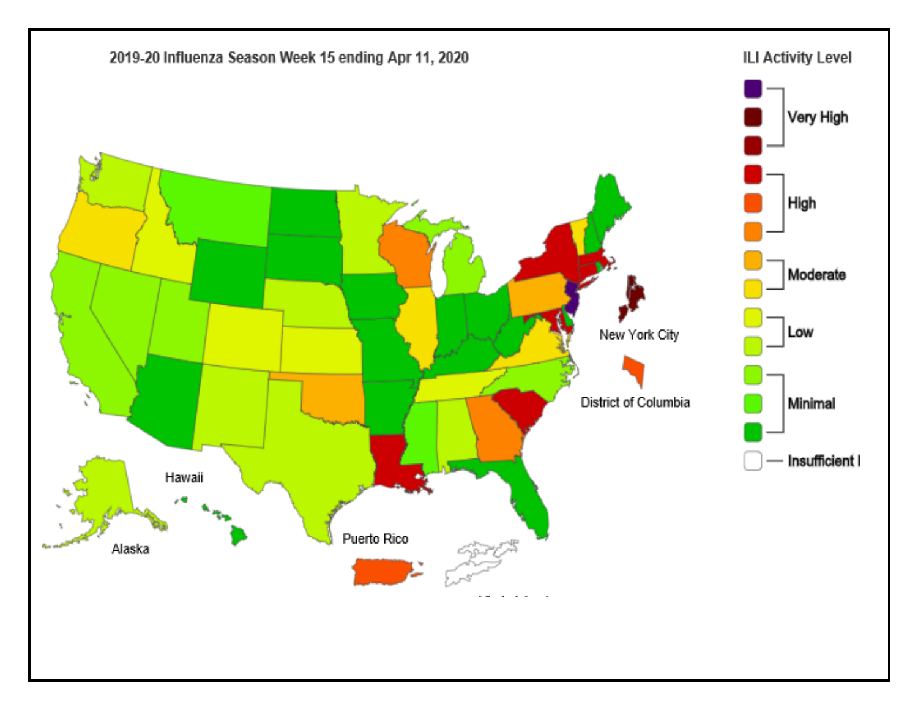2019-20 Influenza Season Week 15 ending Apr 11, 2020

ILI Activity Level

- Very High
- High
- Moderate
- Low
- Minimal
- Insufficient I

New York City

District of Columbia

Hawaii

Alaska

Puerto Rico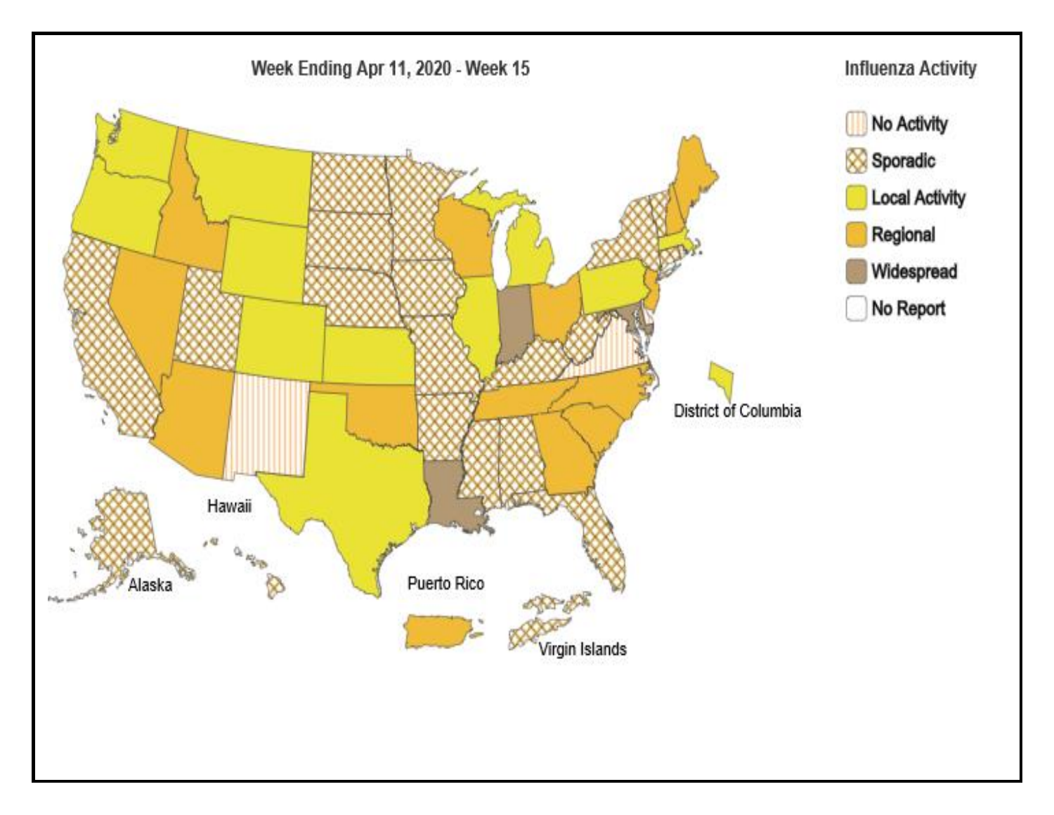Week Ending Apr 11, 2020 - Week 15

Influenza Activity

- No Activity
- Sporadic
- Local Activity
- Regional
- Widespread
- No Report

District of Columbia

Hawaii

Alaska

Puerto Rico

Virgin Islands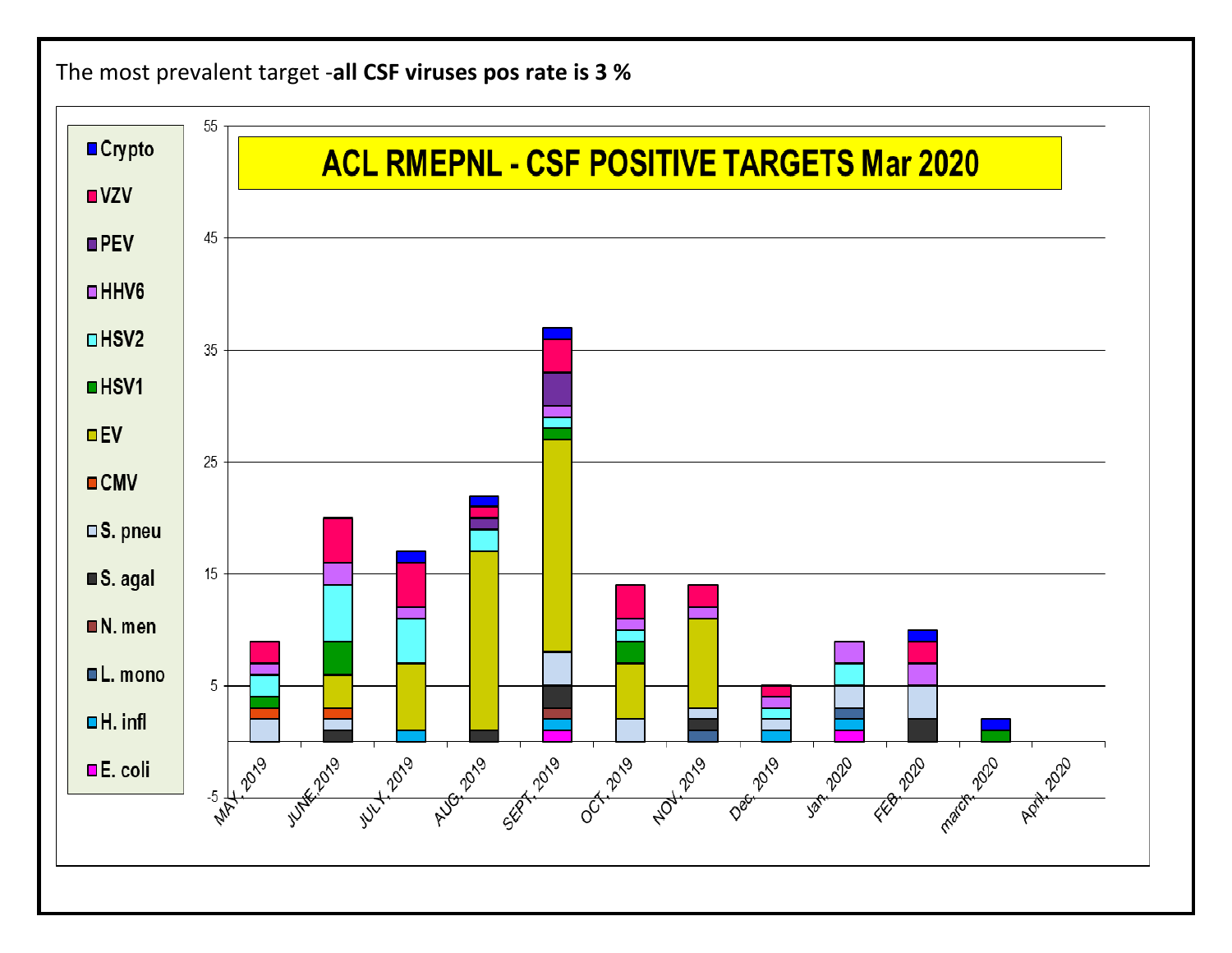The most prevalent target -**all CSF viruses pos rate is 3 %**

**ACL RMEPNL - CSF POSITIVE TARGETS Mar 2020**

Legend: Crypto, VZV, PEV, HHV6, HSV2, HSV1, EV, CMV, S. pneu, S. agal, N. men, L. mono, H. infl, E. coli

Y-axis: -5, 5, 15, 25, 35, 45, 55

X-axis: MAY, 2019; JUNE 2019; JULY, 2019; AUG, 2019; SEPT, 2019; OCT, 2019; NOV, 2019; Dec, 2019; Jan, 2020; FEB, 2020; march, 2020; April, 2020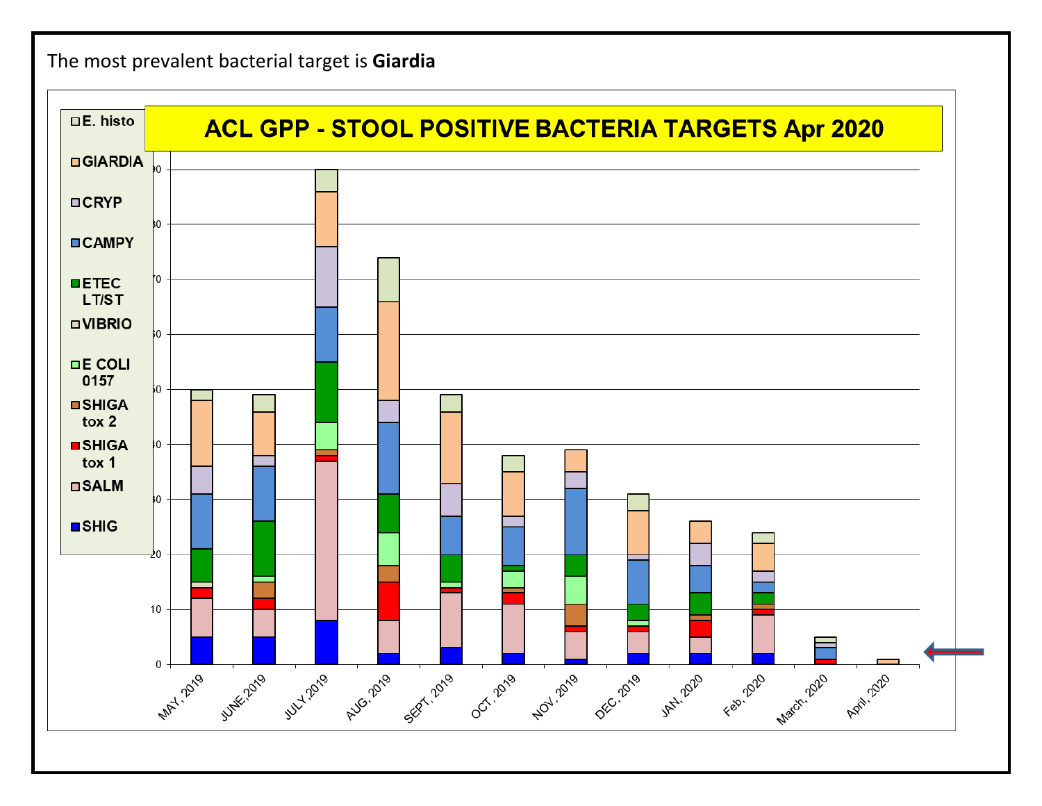The most prevalent bacterial target is **Giardia**

**ACL GPP - STOOL POSITIVE BACTERIA TARGETS Apr 2020**

Legend: E. histo, GIARDIA, CRYP, CAMPY, ETEC LT/ST, VIBRIO, E COLI 0157, SHIGA tox 2, SHIGA tox 1, SALM, SHIG

Y-axis: 0, 10, 20, 30, 40, 50, 60, 70, 80, 90

X-axis: MAY, 2019; JUNE,2019; JULY,2019; AUG, 2019; SEPT, 2019; OCT, 2019; NOV, 2019; DEC, 2019; JAN, 2020; Feb, 2020; March, 2020; April, 2020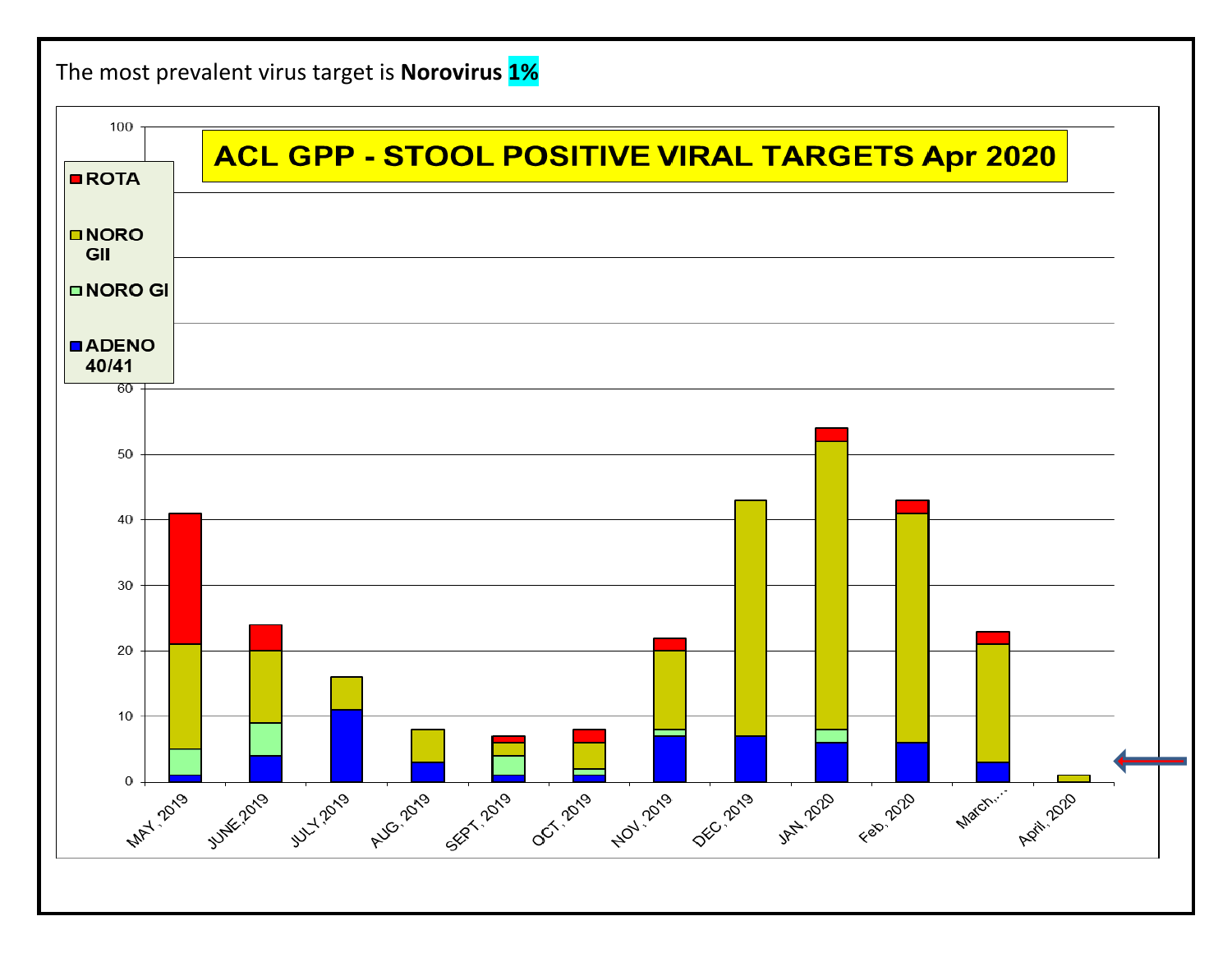The most prevalent virus target is **Norovirus 1%**

ACL GPP - STOOL POSITIVE VIRAL TARGETS Apr 2020

ROTA

NORO GII

NORO GI

ADENO 40/41

100

60

50

40

30

20

10

0

MAY, 2019

JUNE,2019

JULY,2019

AUG, 2019

SEPT, 2019

OCT, 2019

NOV, 2019

DEC, 2019

JAN, 2020

Feb, 2020

March,...

April, 2020